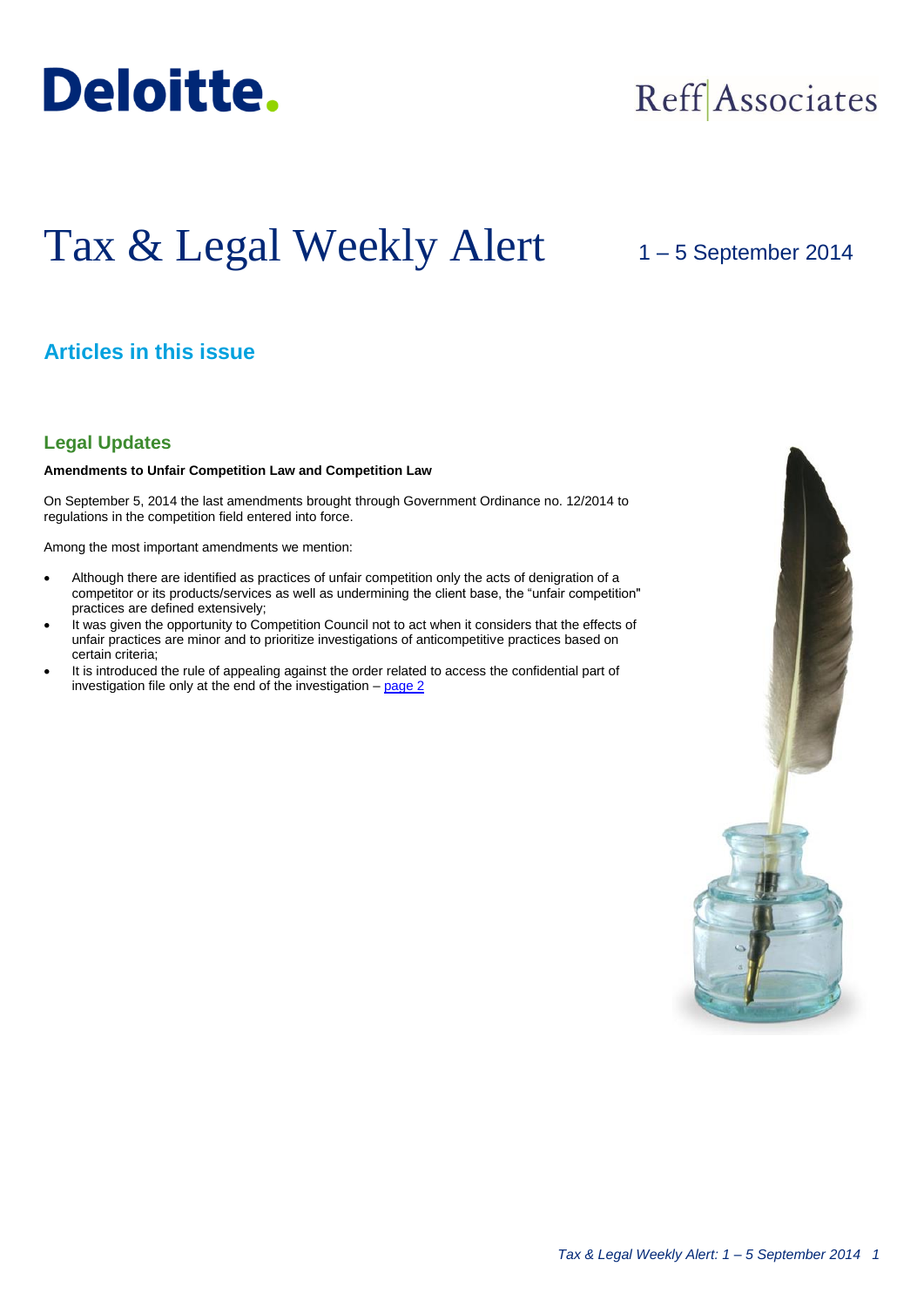Deloitte.

Reff Associates

# Tax & Legal Weekly Alert

1 – 5 September 2014

## Articles in this issue

### Legal Updates

**Amendments to Unfair Competition Law and Competition Law**

On September 5, 2014 the last amendments brought through Government Ordinance no. 12/2014 to regulations in the competition field entered into force.

Among the most important amendments we mention:

- Although there are identified as practices of unfair competition only the acts of denigration of a competitor or its products/services as well as undermining the client base, the "unfair competition" practices are defined extensively;
- It was given the opportunity to Competition Council not to act when it considers that the effects of unfair practices are minor and to prioritize investigations of anticompetitive practices based on certain criteria;
- It is introduced the rule of appealing against the order related to access the confidential part of investigation file only at the end of the investigation – page 2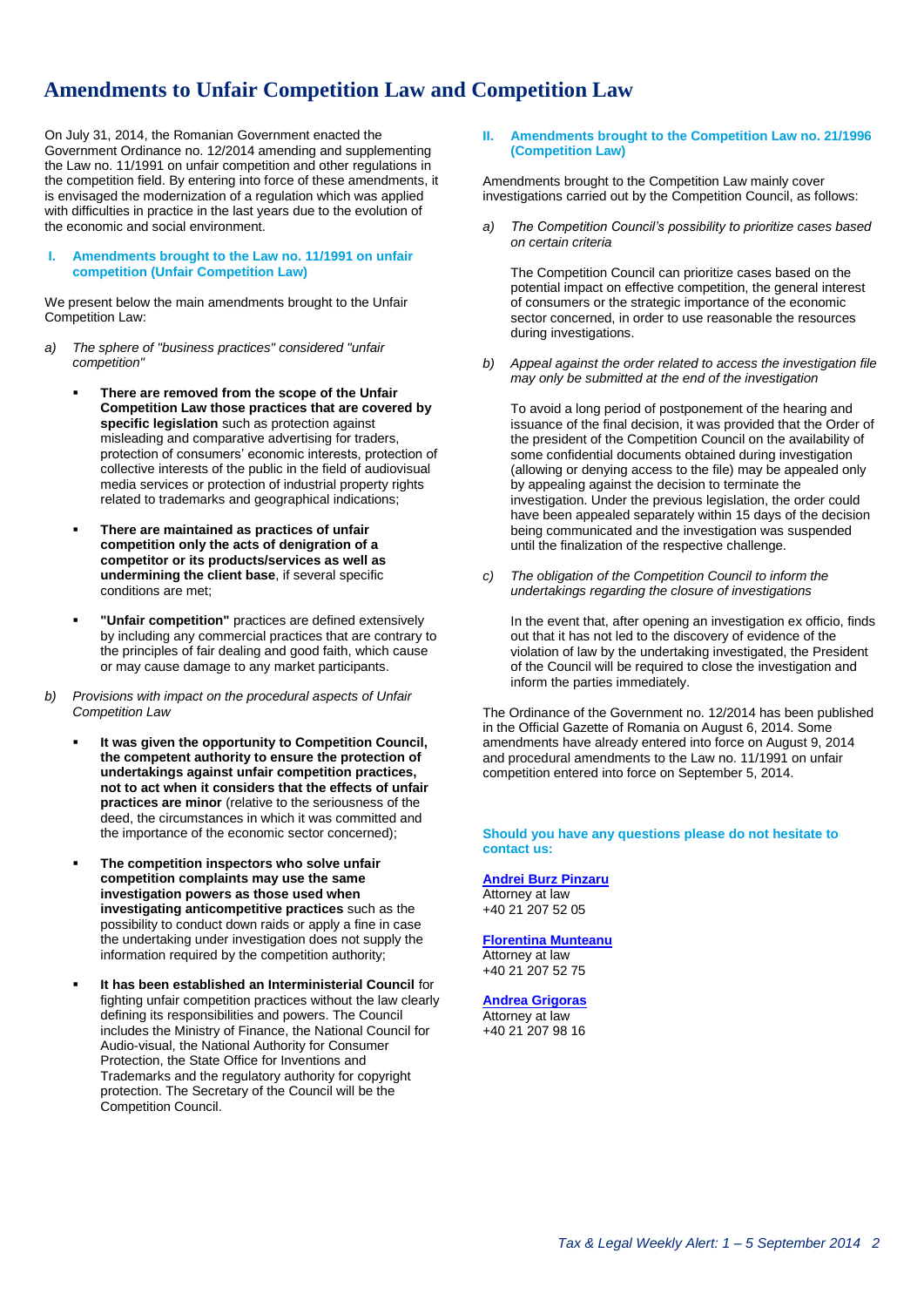# Amendments to Unfair Competition Law and Competition Law

On July 31, 2014, the Romanian Government enacted the Government Ordinance no. 12/2014 amending and supplementing the Law no. 11/1991 on unfair competition and other regulations in the competition field. By entering into force of these amendments, it is envisaged the modernization of a regulation which was applied with difficulties in practice in the last years due to the evolution of the economic and social environment.

## I. Amendments brought to the Law no. 11/1991 on unfair competition (Unfair Competition Law)

We present below the main amendments brought to the Unfair Competition Law:

a) *The sphere of "business practices" considered "unfair competition"*

- **There are removed from the scope of the Unfair Competition Law those practices that are covered by specific legislation** such as protection against misleading and comparative advertising for traders, protection of consumers' economic interests, protection of collective interests of the public in the field of audiovisual media services or protection of industrial property rights related to trademarks and geographical indications;
- **There are maintained as practices of unfair competition only the acts of denigration of a competitor or its products/services as well as undermining the client base**, if several specific conditions are met;
- **"Unfair competition"** practices are defined extensively by including any commercial practices that are contrary to the principles of fair dealing and good faith, which cause or may cause damage to any market participants.

b) *Provisions with impact on the procedural aspects of Unfair Competition Law*

- **It was given the opportunity to Competition Council, the competent authority to ensure the protection of undertakings against unfair competition practices, not to act when it considers that the effects of unfair practices are minor** (relative to the seriousness of the deed, the circumstances in which it was committed and the importance of the economic sector concerned);
- **The competition inspectors who solve unfair competition complaints may use the same investigation powers as those used when investigating anticompetitive practices** such as the possibility to conduct down raids or apply a fine in case the undertaking under investigation does not supply the information required by the competition authority;
- **It has been established an Interministerial Council** for fighting unfair competition practices without the law clearly defining its responsibilities and powers. The Council includes the Ministry of Finance, the National Council for Audio-visual, the National Authority for Consumer Protection, the State Office for Inventions and Trademarks and the regulatory authority for copyright protection. The Secretary of the Council will be the Competition Council.

## II. Amendments brought to the Competition Law no. 21/1996 (Competition Law)

Amendments brought to the Competition Law mainly cover investigations carried out by the Competition Council, as follows:

a) *The Competition Council's possibility to prioritize cases based on certain criteria*

The Competition Council can prioritize cases based on the potential impact on effective competition, the general interest of consumers or the strategic importance of the economic sector concerned, in order to use reasonable the resources during investigations.

b) *Appeal against the order related to access the investigation file may only be submitted at the end of the investigation*

To avoid a long period of postponement of the hearing and issuance of the final decision, it was provided that the Order of the president of the Competition Council on the availability of some confidential documents obtained during investigation (allowing or denying access to the file) may be appealed only by appealing against the decision to terminate the investigation. Under the previous legislation, the order could have been appealed separately within 15 days of the decision being communicated and the investigation was suspended until the finalization of the respective challenge.

c) *The obligation of the Competition Council to inform the undertakings regarding the closure of investigations*

In the event that, after opening an investigation ex officio, finds out that it has not led to the discovery of evidence of the violation of law by the undertaking investigated, the President of the Council will be required to close the investigation and inform the parties immediately.

The Ordinance of the Government no. 12/2014 has been published in the Official Gazette of Romania on August 6, 2014. Some amendments have already entered into force on August 9, 2014 and procedural amendments to the Law no. 11/1991 on unfair competition entered into force on September 5, 2014.

**Should you have any questions please do not hesitate to contact us:**

**Andrei Burz Pinzaru**
Attorney at law
+40 21 207 52 05

**Florentina Munteanu**
Attorney at law
+40 21 207 52 75

**Andrea Grigoras**
Attorney at law
+40 21 207 98 16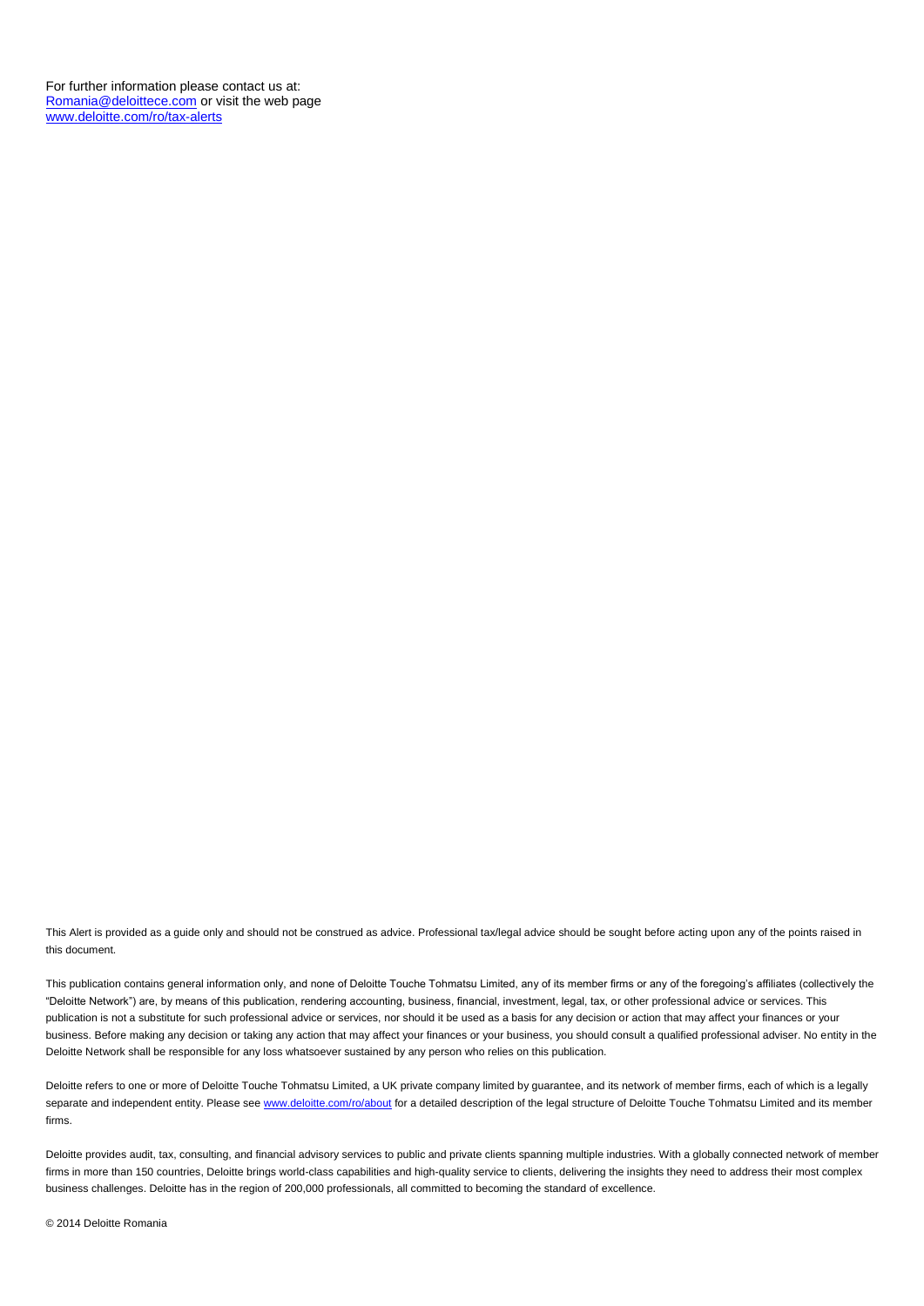For further information please contact us at:
[Romania@deloittece.com](mailto:Romania@deloittece.com) or visit the web page
[www.deloitte.com/ro/tax-alerts](http://www.deloitte.com/ro/tax-alerts)

This Alert is provided as a guide only and should not be construed as advice. Professional tax/legal advice should be sought before acting upon any of the points raised in this document.

This publication contains general information only, and none of Deloitte Touche Tohmatsu Limited, any of its member firms or any of the foregoing's affiliates (collectively the "Deloitte Network") are, by means of this publication, rendering accounting, business, financial, investment, legal, tax, or other professional advice or services. This publication is not a substitute for such professional advice or services, nor should it be used as a basis for any decision or action that may affect your finances or your business. Before making any decision or taking any action that may affect your finances or your business, you should consult a qualified professional adviser. No entity in the Deloitte Network shall be responsible for any loss whatsoever sustained by any person who relies on this publication.

Deloitte refers to one or more of Deloitte Touche Tohmatsu Limited, a UK private company limited by guarantee, and its network of member firms, each of which is a legally separate and independent entity. Please see [www.deloitte.com/ro/about](http://www.deloitte.com/ro/about) for a detailed description of the legal structure of Deloitte Touche Tohmatsu Limited and its member firms.

Deloitte provides audit, tax, consulting, and financial advisory services to public and private clients spanning multiple industries. With a globally connected network of member firms in more than 150 countries, Deloitte brings world-class capabilities and high-quality service to clients, delivering the insights they need to address their most complex business challenges. Deloitte has in the region of 200,000 professionals, all committed to becoming the standard of excellence.

© 2014 Deloitte Romania